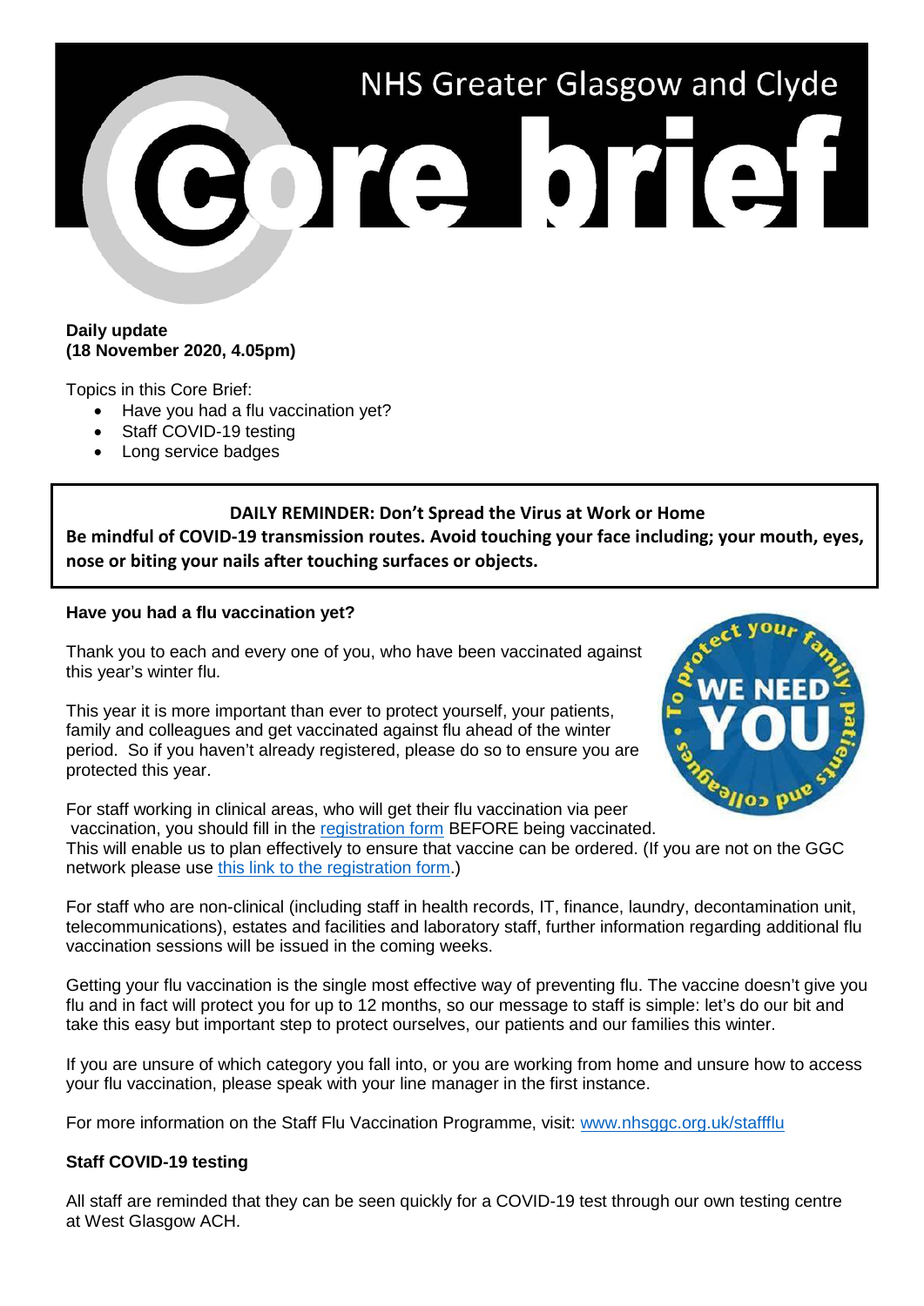# NHS Greater Glasgow and Clyde

# Core brief

**Daily update**
**(18 November 2020, 4.05pm)**

Topics in this Core Brief:

- Have you had a flu vaccination yet?
- Staff COVID-19 testing
- Long service badges

> **DAILY REMINDER: Don't Spread the Virus at Work or Home**
> **Be mindful of COVID-19 transmission routes. Avoid touching your face including; your mouth, eyes, nose or biting your nails after touching surfaces or objects.**

## Have you had a flu vaccination yet?

Thank you to each and every one of you, who have been vaccinated against this year's winter flu.

This year it is more important than ever to protect yourself, your patients, family and colleagues and get vaccinated against flu ahead of the winter period. So if you haven't already registered, please do so to ensure you are protected this year.

For staff working in clinical areas, who will get their flu vaccination via peer vaccination, you should fill in the registration form BEFORE being vaccinated. This will enable us to plan effectively to ensure that vaccine can be ordered. (If you are not on the GGC network please use this link to the registration form.)

For staff who are non-clinical (including staff in health records, IT, finance, laundry, decontamination unit, telecommunications), estates and facilities and laboratory staff, further information regarding additional flu vaccination sessions will be issued in the coming weeks.

Getting your flu vaccination is the single most effective way of preventing flu. The vaccine doesn't give you flu and in fact will protect you for up to 12 months, so our message to staff is simple: let's do our bit and take this easy but important step to protect ourselves, our patients and our families this winter.

If you are unsure of which category you fall into, or you are working from home and unsure how to access your flu vaccination, please speak with your line manager in the first instance.

For more information on the Staff Flu Vaccination Programme, visit: www.nhsggc.org.uk/staffflu

## Staff COVID-19 testing

All staff are reminded that they can be seen quickly for a COVID-19 test through our own testing centre at West Glasgow ACH.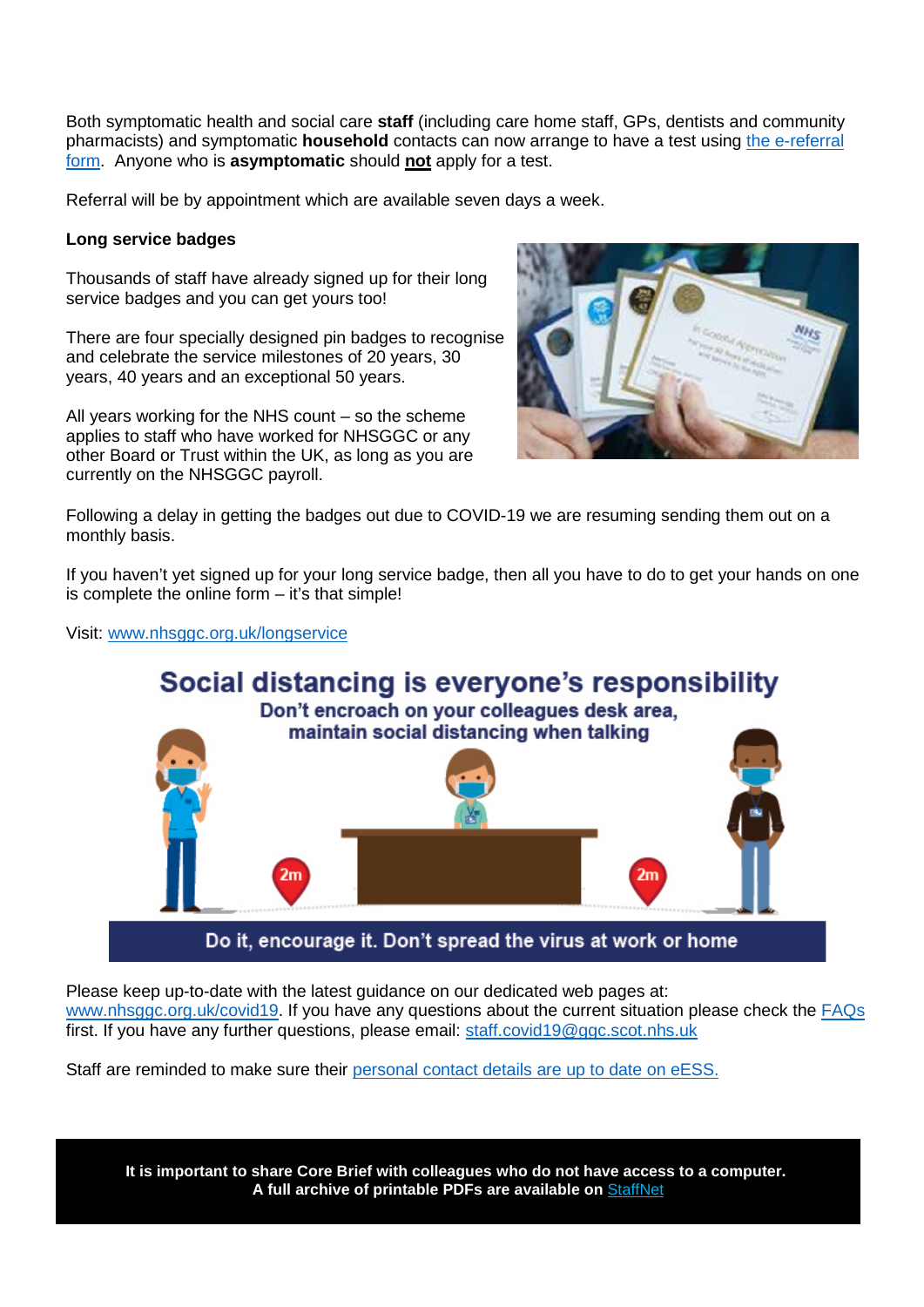Both symptomatic health and social care **staff** (including care home staff, GPs, dentists and community pharmacists) and symptomatic **household** contacts can now arrange to have a test using the e-referral form. Anyone who is **asymptomatic** should **not** apply for a test.

Referral will be by appointment which are available seven days a week.

**Long service badges**

Thousands of staff have already signed up for their long service badges and you can get yours too!

There are four specially designed pin badges to recognise and celebrate the service milestones of 20 years, 30 years, 40 years and an exceptional 50 years.

All years working for the NHS count – so the scheme applies to staff who have worked for NHSGGC or any other Board or Trust within the UK, as long as you are currently on the NHSGGC payroll.

Following a delay in getting the badges out due to COVID-19 we are resuming sending them out on a monthly basis.

If you haven't yet signed up for your long service badge, then all you have to do to get your hands on one is complete the online form – it's that simple!

Visit: www.nhsggc.org.uk/longservice

Social distancing is everyone's responsibility

Don't encroach on your colleagues desk area, maintain social distancing when talking

2m

2m

Do it, encourage it. Don't spread the virus at work or home

Please keep up-to-date with the latest guidance on our dedicated web pages at: www.nhsggc.org.uk/covid19. If you have any questions about the current situation please check the FAQs first. If you have any further questions, please email: staff.covid19@ggc.scot.nhs.uk

Staff are reminded to make sure their personal contact details are up to date on eESS.

**It is important to share Core Brief with colleagues who do not have access to a computer.**
**A full archive of printable PDFs are available on StaffNet**